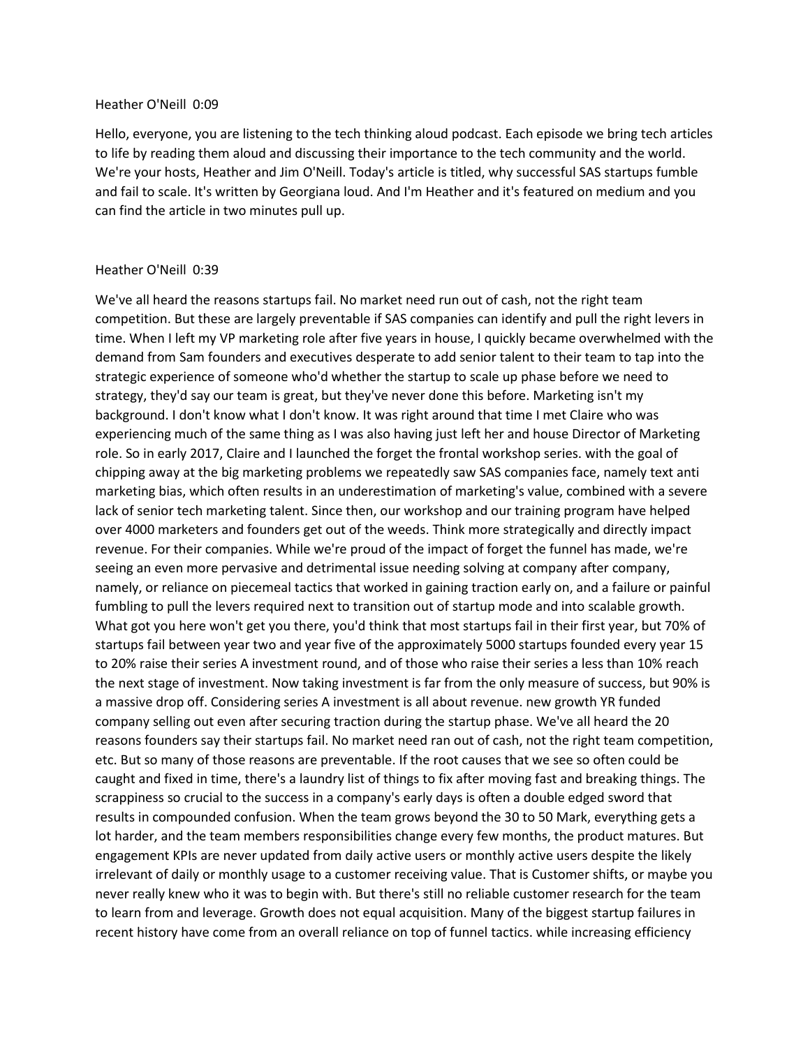Heather O'Neill 0:09

Hello, everyone, you are listening to the tech thinking aloud podcast. Each episode we bring tech articles to life by reading them aloud and discussing their importance to the tech community and the world. We're your hosts, Heather and Jim O'Neill. Today's article is titled, why successful SAS startups fumble and fail to scale. It's written by Georgiana loud. And I'm Heather and it's featured on medium and you can find the article in two minutes pull up.

Heather O'Neill 0:39

We've all heard the reasons startups fail. No market need run out of cash, not the right team competition. But these are largely preventable if SAS companies can identify and pull the right levers in time. When I left my VP marketing role after five years in house, I quickly became overwhelmed with the demand from Sam founders and executives desperate to add senior talent to their team to tap into the strategic experience of someone who'd whether the startup to scale up phase before we need to strategy, they'd say our team is great, but they've never done this before. Marketing isn't my background. I don't know what I don't know. It was right around that time I met Claire who was experiencing much of the same thing as I was also having just left her and house Director of Marketing role. So in early 2017, Claire and I launched the forget the frontal workshop series. with the goal of chipping away at the big marketing problems we repeatedly saw SAS companies face, namely text anti marketing bias, which often results in an underestimation of marketing's value, combined with a severe lack of senior tech marketing talent. Since then, our workshop and our training program have helped over 4000 marketers and founders get out of the weeds. Think more strategically and directly impact revenue. For their companies. While we're proud of the impact of forget the funnel has made, we're seeing an even more pervasive and detrimental issue needing solving at company after company, namely, or reliance on piecemeal tactics that worked in gaining traction early on, and a failure or painful fumbling to pull the levers required next to transition out of startup mode and into scalable growth. What got you here won't get you there, you'd think that most startups fail in their first year, but 70% of startups fail between year two and year five of the approximately 5000 startups founded every year 15 to 20% raise their series A investment round, and of those who raise their series a less than 10% reach the next stage of investment. Now taking investment is far from the only measure of success, but 90% is a massive drop off. Considering series A investment is all about revenue. new growth YR funded company selling out even after securing traction during the startup phase. We've all heard the 20 reasons founders say their startups fail. No market need ran out of cash, not the right team competition, etc. But so many of those reasons are preventable. If the root causes that we see so often could be caught and fixed in time, there's a laundry list of things to fix after moving fast and breaking things. The scrappiness so crucial to the success in a company's early days is often a double edged sword that results in compounded confusion. When the team grows beyond the 30 to 50 Mark, everything gets a lot harder, and the team members responsibilities change every few months, the product matures. But engagement KPIs are never updated from daily active users or monthly active users despite the likely irrelevant of daily or monthly usage to a customer receiving value. That is Customer shifts, or maybe you never really knew who it was to begin with. But there's still no reliable customer research for the team to learn from and leverage. Growth does not equal acquisition. Many of the biggest startup failures in recent history have come from an overall reliance on top of funnel tactics. while increasing efficiency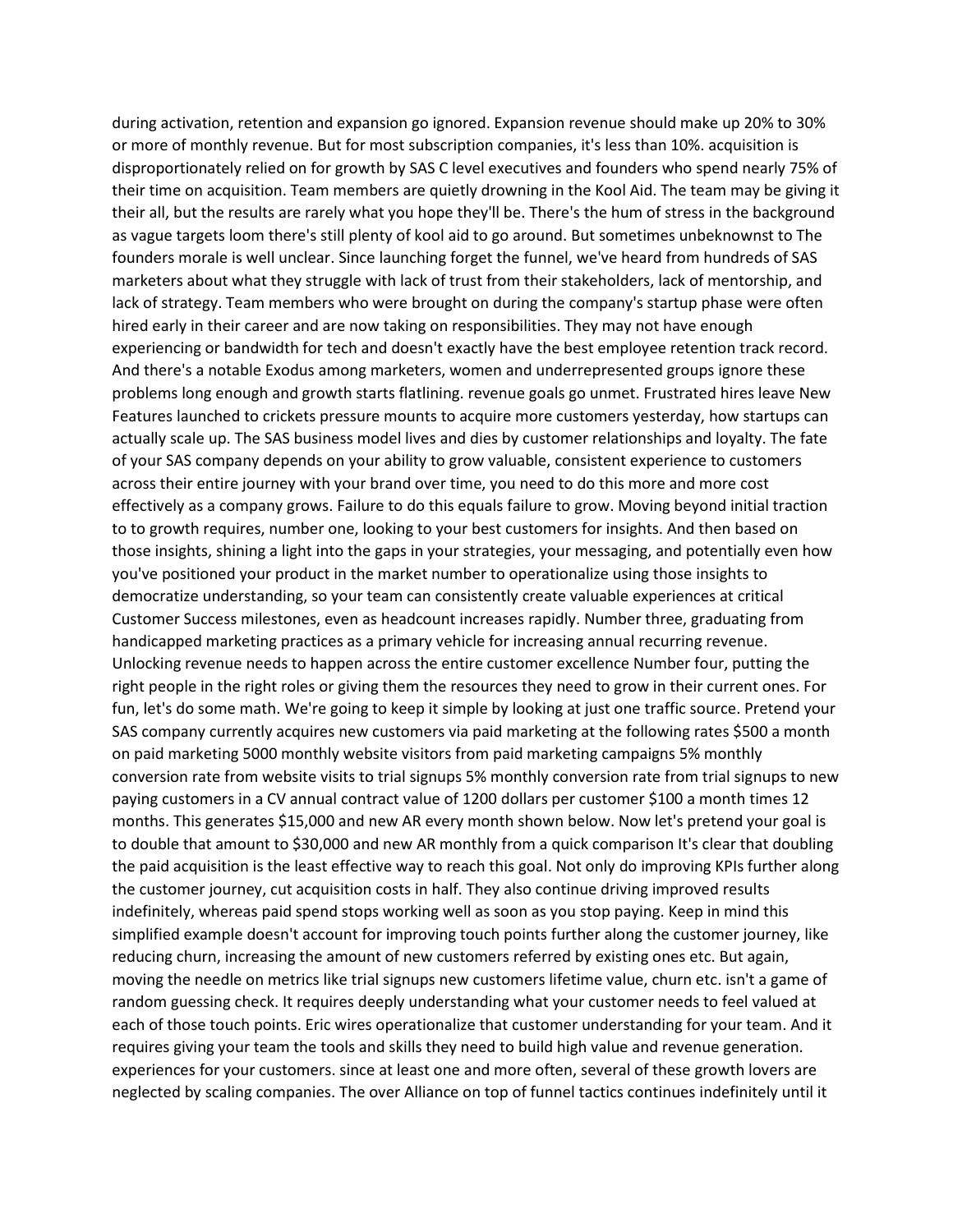during activation, retention and expansion go ignored. Expansion revenue should make up 20% to 30% or more of monthly revenue. But for most subscription companies, it's less than 10%. acquisition is disproportionately relied on for growth by SAS C level executives and founders who spend nearly 75% of their time on acquisition. Team members are quietly drowning in the Kool Aid. The team may be giving it their all, but the results are rarely what you hope they'll be. There's the hum of stress in the background as vague targets loom there's still plenty of kool aid to go around. But sometimes unbeknownst to The founders morale is well unclear. Since launching forget the funnel, we've heard from hundreds of SAS marketers about what they struggle with lack of trust from their stakeholders, lack of mentorship, and lack of strategy. Team members who were brought on during the company's startup phase were often hired early in their career and are now taking on responsibilities. They may not have enough experiencing or bandwidth for tech and doesn't exactly have the best employee retention track record. And there's a notable Exodus among marketers, women and underrepresented groups ignore these problems long enough and growth starts flatlining. revenue goals go unmet. Frustrated hires leave New Features launched to crickets pressure mounts to acquire more customers yesterday, how startups can actually scale up. The SAS business model lives and dies by customer relationships and loyalty. The fate of your SAS company depends on your ability to grow valuable, consistent experience to customers across their entire journey with your brand over time, you need to do this more and more cost effectively as a company grows. Failure to do this equals failure to grow. Moving beyond initial traction to to growth requires, number one, looking to your best customers for insights. And then based on those insights, shining a light into the gaps in your strategies, your messaging, and potentially even how you've positioned your product in the market number to operationalize using those insights to democratize understanding, so your team can consistently create valuable experiences at critical Customer Success milestones, even as headcount increases rapidly. Number three, graduating from handicapped marketing practices as a primary vehicle for increasing annual recurring revenue. Unlocking revenue needs to happen across the entire customer excellence Number four, putting the right people in the right roles or giving them the resources they need to grow in their current ones. For fun, let's do some math. We're going to keep it simple by looking at just one traffic source. Pretend your SAS company currently acquires new customers via paid marketing at the following rates $500 a month on paid marketing 5000 monthly website visitors from paid marketing campaigns 5% monthly conversion rate from website visits to trial signups 5% monthly conversion rate from trial signups to new paying customers in a CV annual contract value of 1200 dollars per customer $100 a month times 12 months. This generates $15,000 and new AR every month shown below. Now let's pretend your goal is to double that amount to $30,000 and new AR monthly from a quick comparison It's clear that doubling the paid acquisition is the least effective way to reach this goal. Not only do improving KPIs further along the customer journey, cut acquisition costs in half. They also continue driving improved results indefinitely, whereas paid spend stops working well as soon as you stop paying. Keep in mind this simplified example doesn't account for improving touch points further along the customer journey, like reducing churn, increasing the amount of new customers referred by existing ones etc. But again, moving the needle on metrics like trial signups new customers lifetime value, churn etc. isn't a game of random guessing check. It requires deeply understanding what your customer needs to feel valued at each of those touch points. Eric wires operationalize that customer understanding for your team. And it requires giving your team the tools and skills they need to build high value and revenue generation. experiences for your customers. since at least one and more often, several of these growth lovers are neglected by scaling companies. The over Alliance on top of funnel tactics continues indefinitely until it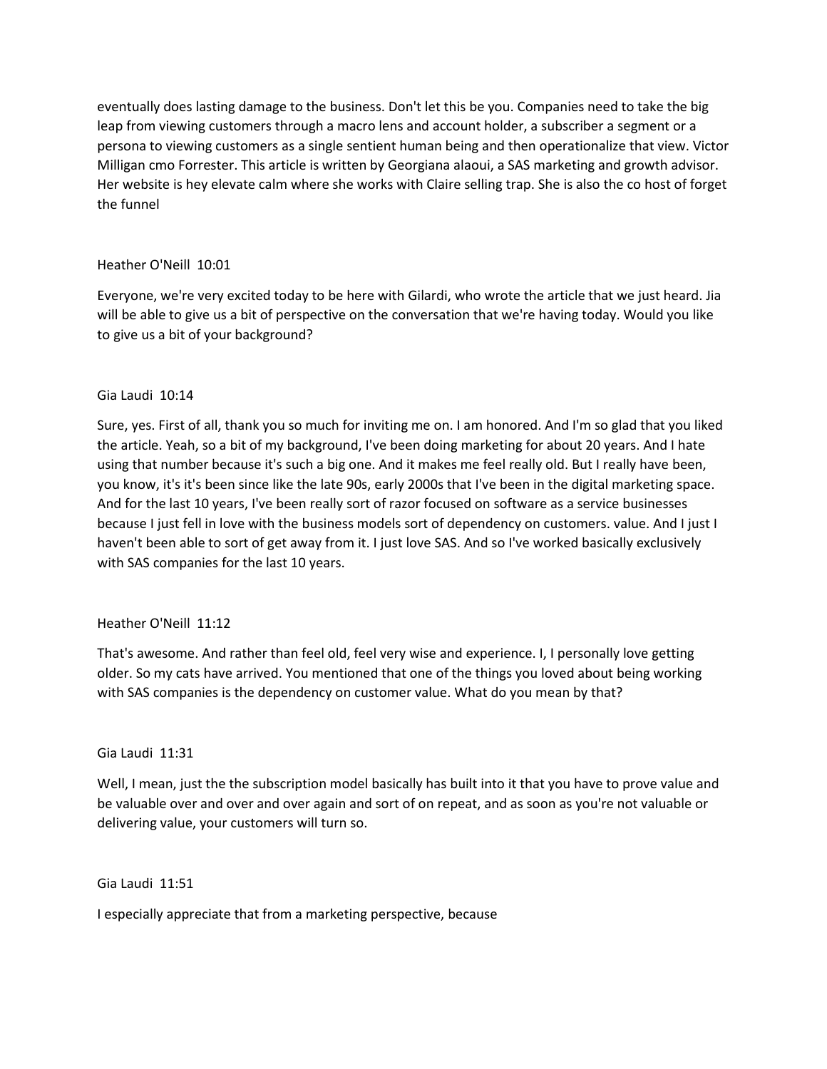eventually does lasting damage to the business. Don't let this be you. Companies need to take the big leap from viewing customers through a macro lens and account holder, a subscriber a segment or a persona to viewing customers as a single sentient human being and then operationalize that view. Victor Milligan cmo Forrester. This article is written by Georgiana alaoui, a SAS marketing and growth advisor. Her website is hey elevate calm where she works with Claire selling trap. She is also the co host of forget the funnel

Heather O'Neill 10:01

Everyone, we're very excited today to be here with Gilardi, who wrote the article that we just heard. Jia will be able to give us a bit of perspective on the conversation that we're having today. Would you like to give us a bit of your background?

Gia Laudi 10:14

Sure, yes. First of all, thank you so much for inviting me on. I am honored. And I'm so glad that you liked the article. Yeah, so a bit of my background, I've been doing marketing for about 20 years. And I hate using that number because it's such a big one. And it makes me feel really old. But I really have been, you know, it's it's been since like the late 90s, early 2000s that I've been in the digital marketing space. And for the last 10 years, I've been really sort of razor focused on software as a service businesses because I just fell in love with the business models sort of dependency on customers. value. And I just I haven't been able to sort of get away from it. I just love SAS. And so I've worked basically exclusively with SAS companies for the last 10 years.

Heather O'Neill 11:12

That's awesome. And rather than feel old, feel very wise and experience. I, I personally love getting older. So my cats have arrived. You mentioned that one of the things you loved about being working with SAS companies is the dependency on customer value. What do you mean by that?

Gia Laudi 11:31

Well, I mean, just the the subscription model basically has built into it that you have to prove value and be valuable over and over and over again and sort of on repeat, and as soon as you're not valuable or delivering value, your customers will turn so.

Gia Laudi 11:51

I especially appreciate that from a marketing perspective, because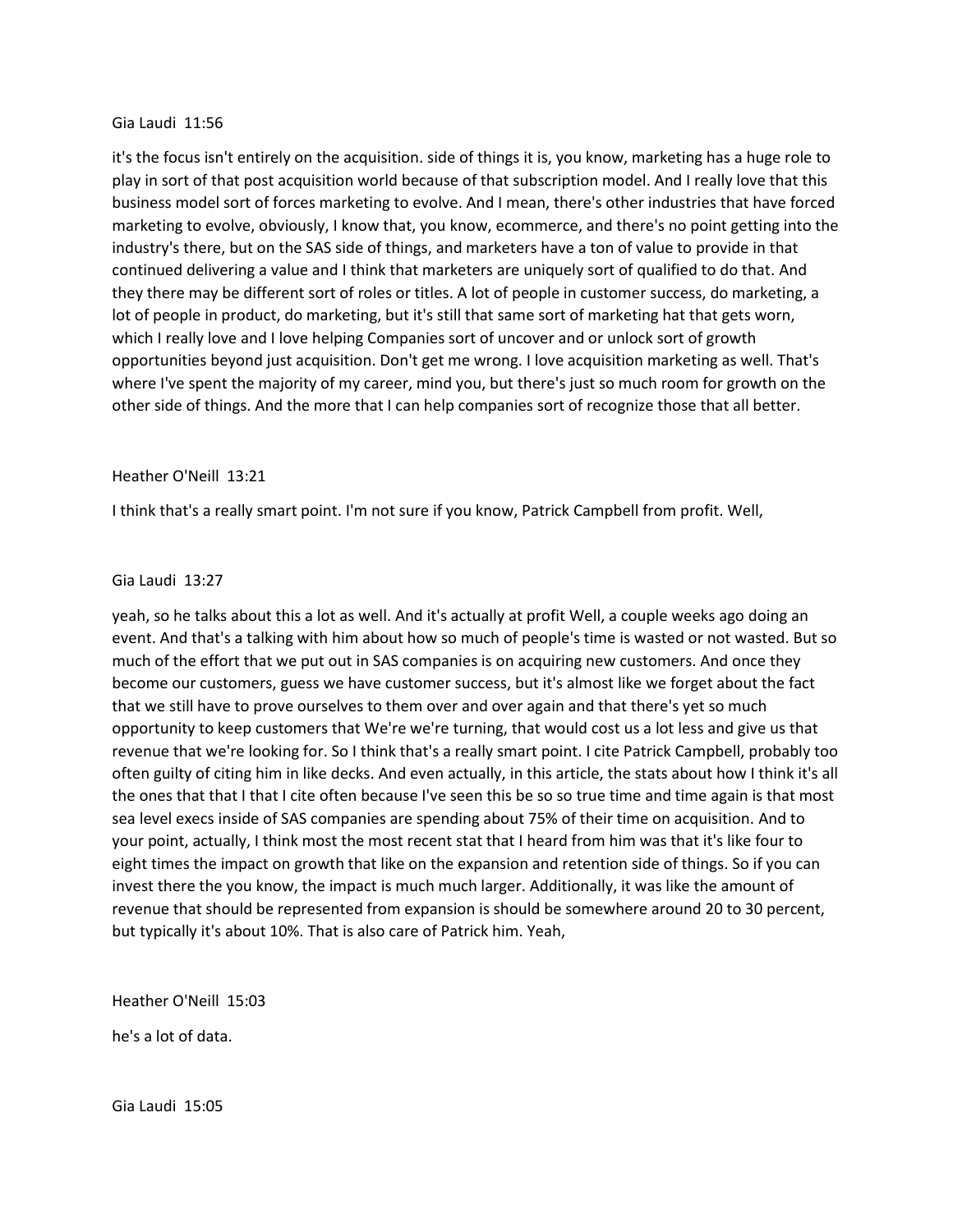Gia Laudi 11:56

it's the focus isn't entirely on the acquisition. side of things it is, you know, marketing has a huge role to play in sort of that post acquisition world because of that subscription model. And I really love that this business model sort of forces marketing to evolve. And I mean, there's other industries that have forced marketing to evolve, obviously, I know that, you know, ecommerce, and there's no point getting into the industry's there, but on the SAS side of things, and marketers have a ton of value to provide in that continued delivering a value and I think that marketers are uniquely sort of qualified to do that. And they there may be different sort of roles or titles. A lot of people in customer success, do marketing, a lot of people in product, do marketing, but it's still that same sort of marketing hat that gets worn, which I really love and I love helping Companies sort of uncover and or unlock sort of growth opportunities beyond just acquisition. Don't get me wrong. I love acquisition marketing as well. That's where I've spent the majority of my career, mind you, but there's just so much room for growth on the other side of things. And the more that I can help companies sort of recognize those that all better.

Heather O'Neill 13:21

I think that's a really smart point. I'm not sure if you know, Patrick Campbell from profit. Well,

Gia Laudi 13:27

yeah, so he talks about this a lot as well. And it's actually at profit Well, a couple weeks ago doing an event. And that's a talking with him about how so much of people's time is wasted or not wasted. But so much of the effort that we put out in SAS companies is on acquiring new customers. And once they become our customers, guess we have customer success, but it's almost like we forget about the fact that we still have to prove ourselves to them over and over again and that there's yet so much opportunity to keep customers that We're we're turning, that would cost us a lot less and give us that revenue that we're looking for. So I think that's a really smart point. I cite Patrick Campbell, probably too often guilty of citing him in like decks. And even actually, in this article, the stats about how I think it's all the ones that that I that I cite often because I've seen this be so so true time and time again is that most sea level execs inside of SAS companies are spending about 75% of their time on acquisition. And to your point, actually, I think most the most recent stat that I heard from him was that it's like four to eight times the impact on growth that like on the expansion and retention side of things. So if you can invest there the you know, the impact is much much larger. Additionally, it was like the amount of revenue that should be represented from expansion is should be somewhere around 20 to 30 percent, but typically it's about 10%. That is also care of Patrick him. Yeah,

Heather O'Neill 15:03

he's a lot of data.

Gia Laudi 15:05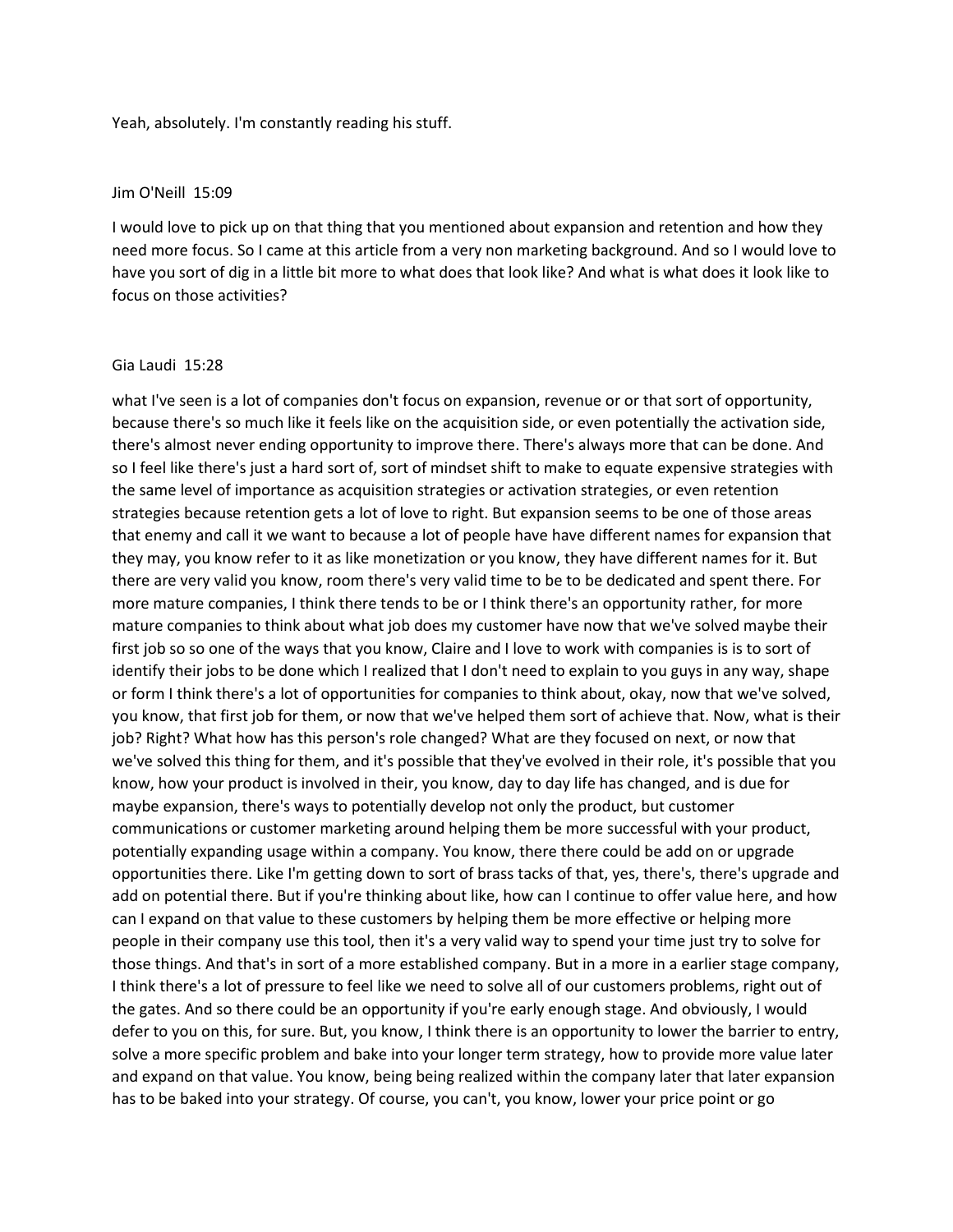Yeah, absolutely. I'm constantly reading his stuff.

Jim O'Neill 15:09

I would love to pick up on that thing that you mentioned about expansion and retention and how they need more focus. So I came at this article from a very non marketing background. And so I would love to have you sort of dig in a little bit more to what does that look like? And what is what does it look like to focus on those activities?

Gia Laudi 15:28

what I've seen is a lot of companies don't focus on expansion, revenue or or that sort of opportunity, because there's so much like it feels like on the acquisition side, or even potentially the activation side, there's almost never ending opportunity to improve there. There's always more that can be done. And so I feel like there's just a hard sort of, sort of mindset shift to make to equate expensive strategies with the same level of importance as acquisition strategies or activation strategies, or even retention strategies because retention gets a lot of love to right. But expansion seems to be one of those areas that enemy and call it we want to because a lot of people have have different names for expansion that they may, you know refer to it as like monetization or you know, they have different names for it. But there are very valid you know, room there's very valid time to be to be dedicated and spent there. For more mature companies, I think there tends to be or I think there's an opportunity rather, for more mature companies to think about what job does my customer have now that we've solved maybe their first job so so one of the ways that you know, Claire and I love to work with companies is is to sort of identify their jobs to be done which I realized that I don't need to explain to you guys in any way, shape or form I think there's a lot of opportunities for companies to think about, okay, now that we've solved, you know, that first job for them, or now that we've helped them sort of achieve that. Now, what is their job? Right? What how has this person's role changed? What are they focused on next, or now that we've solved this thing for them, and it's possible that they've evolved in their role, it's possible that you know, how your product is involved in their, you know, day to day life has changed, and is due for maybe expansion, there's ways to potentially develop not only the product, but customer communications or customer marketing around helping them be more successful with your product, potentially expanding usage within a company. You know, there there could be add on or upgrade opportunities there. Like I'm getting down to sort of brass tacks of that, yes, there's, there's upgrade and add on potential there. But if you're thinking about like, how can I continue to offer value here, and how can I expand on that value to these customers by helping them be more effective or helping more people in their company use this tool, then it's a very valid way to spend your time just try to solve for those things. And that's in sort of a more established company. But in a more in a earlier stage company, I think there's a lot of pressure to feel like we need to solve all of our customers problems, right out of the gates. And so there could be an opportunity if you're early enough stage. And obviously, I would defer to you on this, for sure. But, you know, I think there is an opportunity to lower the barrier to entry, solve a more specific problem and bake into your longer term strategy, how to provide more value later and expand on that value. You know, being being realized within the company later that later expansion has to be baked into your strategy. Of course, you can't, you know, lower your price point or go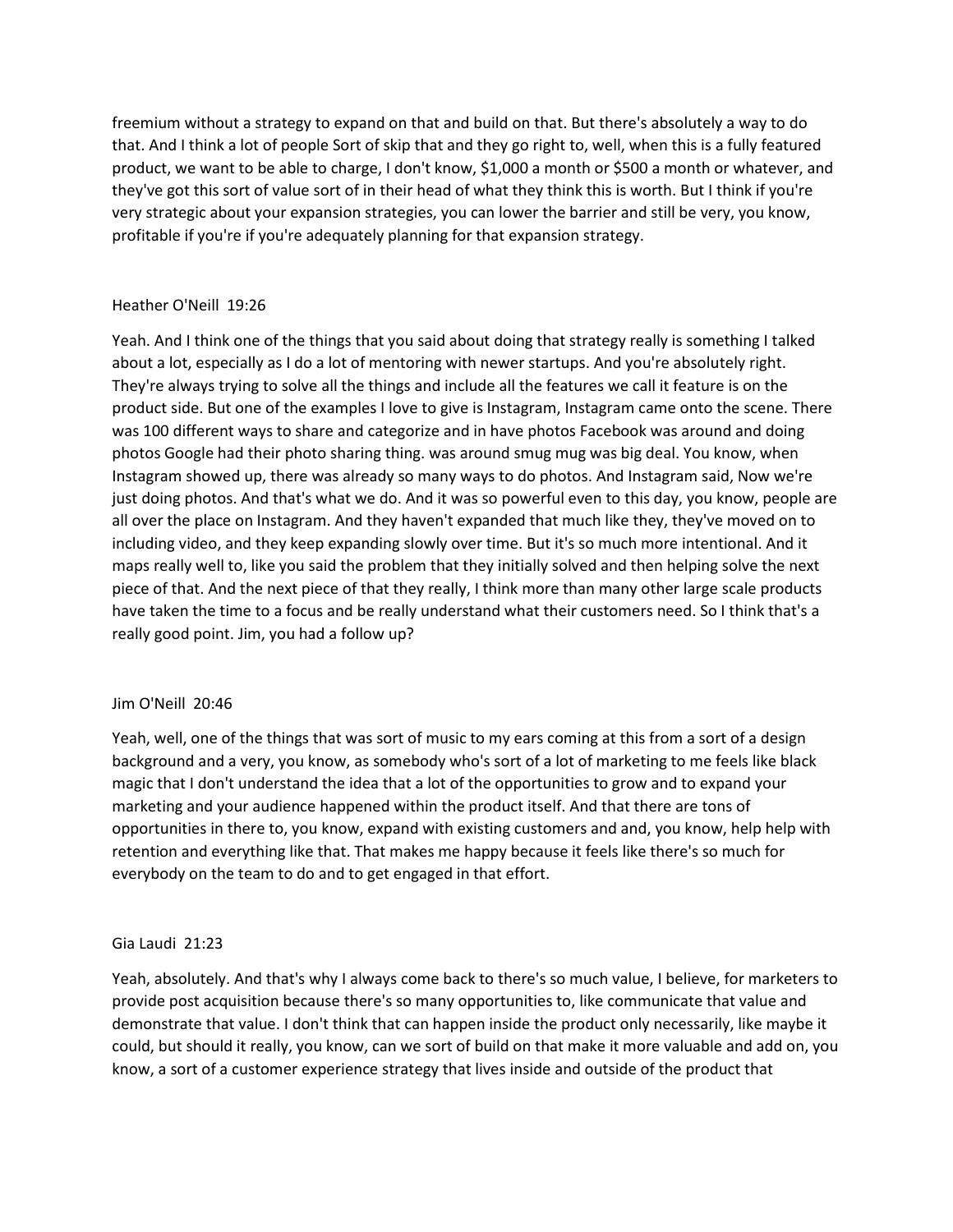freemium without a strategy to expand on that and build on that. But there's absolutely a way to do that. And I think a lot of people Sort of skip that and they go right to, well, when this is a fully featured product, we want to be able to charge, I don't know, $1,000 a month or $500 a month or whatever, and they've got this sort of value sort of in their head of what they think this is worth. But I think if you're very strategic about your expansion strategies, you can lower the barrier and still be very, you know, profitable if you're if you're adequately planning for that expansion strategy.

Heather O'Neill 19:26

Yeah. And I think one of the things that you said about doing that strategy really is something I talked about a lot, especially as I do a lot of mentoring with newer startups. And you're absolutely right. They're always trying to solve all the things and include all the features we call it feature is on the product side. But one of the examples I love to give is Instagram, Instagram came onto the scene. There was 100 different ways to share and categorize and in have photos Facebook was around and doing photos Google had their photo sharing thing. was around smug mug was big deal. You know, when Instagram showed up, there was already so many ways to do photos. And Instagram said, Now we're just doing photos. And that's what we do. And it was so powerful even to this day, you know, people are all over the place on Instagram. And they haven't expanded that much like they, they've moved on to including video, and they keep expanding slowly over time. But it's so much more intentional. And it maps really well to, like you said the problem that they initially solved and then helping solve the next piece of that. And the next piece of that they really, I think more than many other large scale products have taken the time to a focus and be really understand what their customers need. So I think that's a really good point. Jim, you had a follow up?

Jim O'Neill 20:46

Yeah, well, one of the things that was sort of music to my ears coming at this from a sort of a design background and a very, you know, as somebody who's sort of a lot of marketing to me feels like black magic that I don't understand the idea that a lot of the opportunities to grow and to expand your marketing and your audience happened within the product itself. And that there are tons of opportunities in there to, you know, expand with existing customers and and, you know, help help with retention and everything like that. That makes me happy because it feels like there's so much for everybody on the team to do and to get engaged in that effort.

Gia Laudi 21:23

Yeah, absolutely. And that's why I always come back to there's so much value, I believe, for marketers to provide post acquisition because there's so many opportunities to, like communicate that value and demonstrate that value. I don't think that can happen inside the product only necessarily, like maybe it could, but should it really, you know, can we sort of build on that make it more valuable and add on, you know, a sort of a customer experience strategy that lives inside and outside of the product that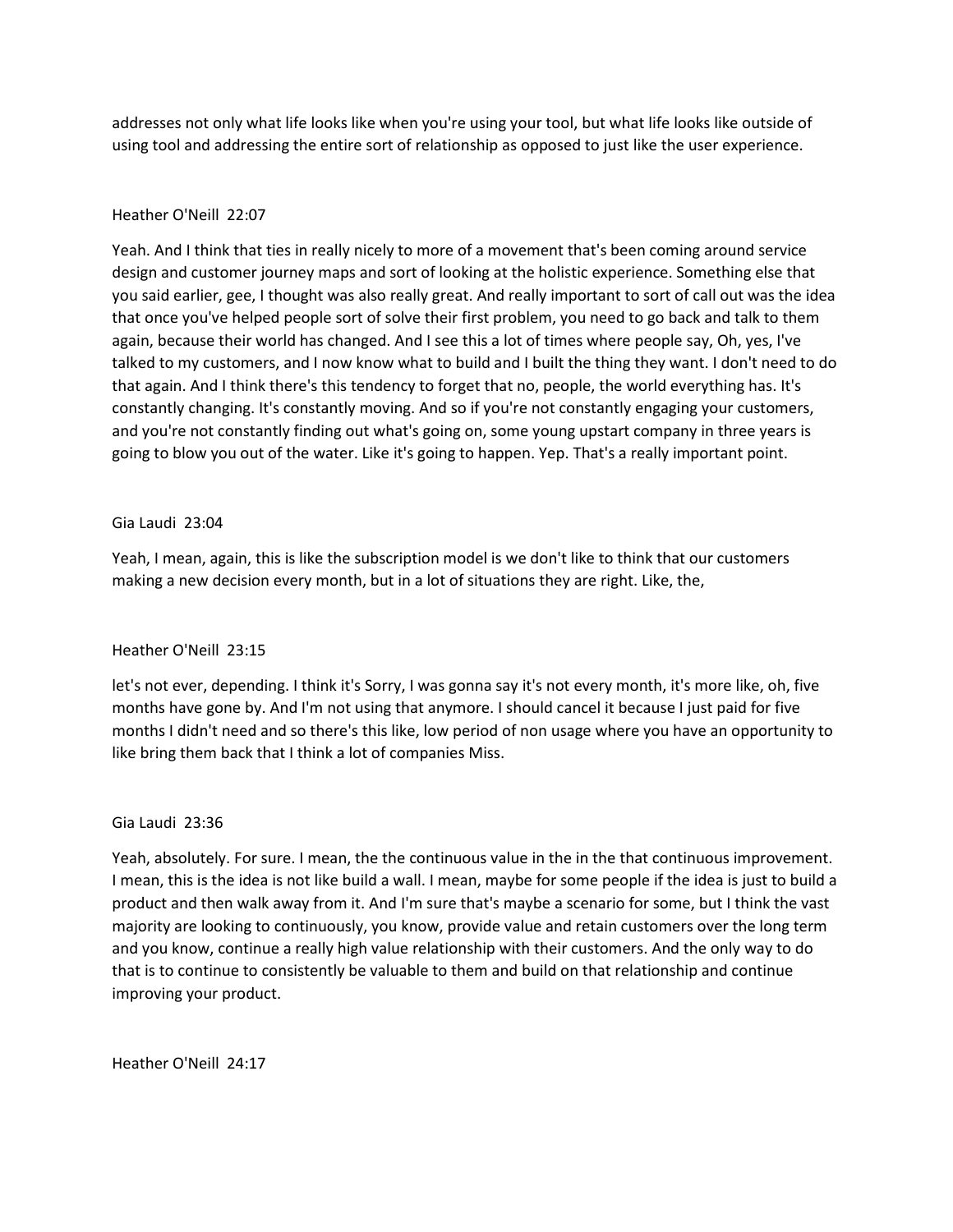addresses not only what life looks like when you're using your tool, but what life looks like outside of using tool and addressing the entire sort of relationship as opposed to just like the user experience.

Heather O'Neill 22:07

Yeah. And I think that ties in really nicely to more of a movement that's been coming around service design and customer journey maps and sort of looking at the holistic experience. Something else that you said earlier, gee, I thought was also really great. And really important to sort of call out was the idea that once you've helped people sort of solve their first problem, you need to go back and talk to them again, because their world has changed. And I see this a lot of times where people say, Oh, yes, I've talked to my customers, and I now know what to build and I built the thing they want. I don't need to do that again. And I think there's this tendency to forget that no, people, the world everything has. It's constantly changing. It's constantly moving. And so if you're not constantly engaging your customers, and you're not constantly finding out what's going on, some young upstart company in three years is going to blow you out of the water. Like it's going to happen. Yep. That's a really important point.

Gia Laudi 23:04

Yeah, I mean, again, this is like the subscription model is we don't like to think that our customers making a new decision every month, but in a lot of situations they are right. Like, the,

Heather O'Neill 23:15

let's not ever, depending. I think it's Sorry, I was gonna say it's not every month, it's more like, oh, five months have gone by. And I'm not using that anymore. I should cancel it because I just paid for five months I didn't need and so there's this like, low period of non usage where you have an opportunity to like bring them back that I think a lot of companies Miss.

Gia Laudi 23:36

Yeah, absolutely. For sure. I mean, the the continuous value in the in the that continuous improvement. I mean, this is the idea is not like build a wall. I mean, maybe for some people if the idea is just to build a product and then walk away from it. And I'm sure that's maybe a scenario for some, but I think the vast majority are looking to continuously, you know, provide value and retain customers over the long term and you know, continue a really high value relationship with their customers. And the only way to do that is to continue to consistently be valuable to them and build on that relationship and continue improving your product.

Heather O'Neill 24:17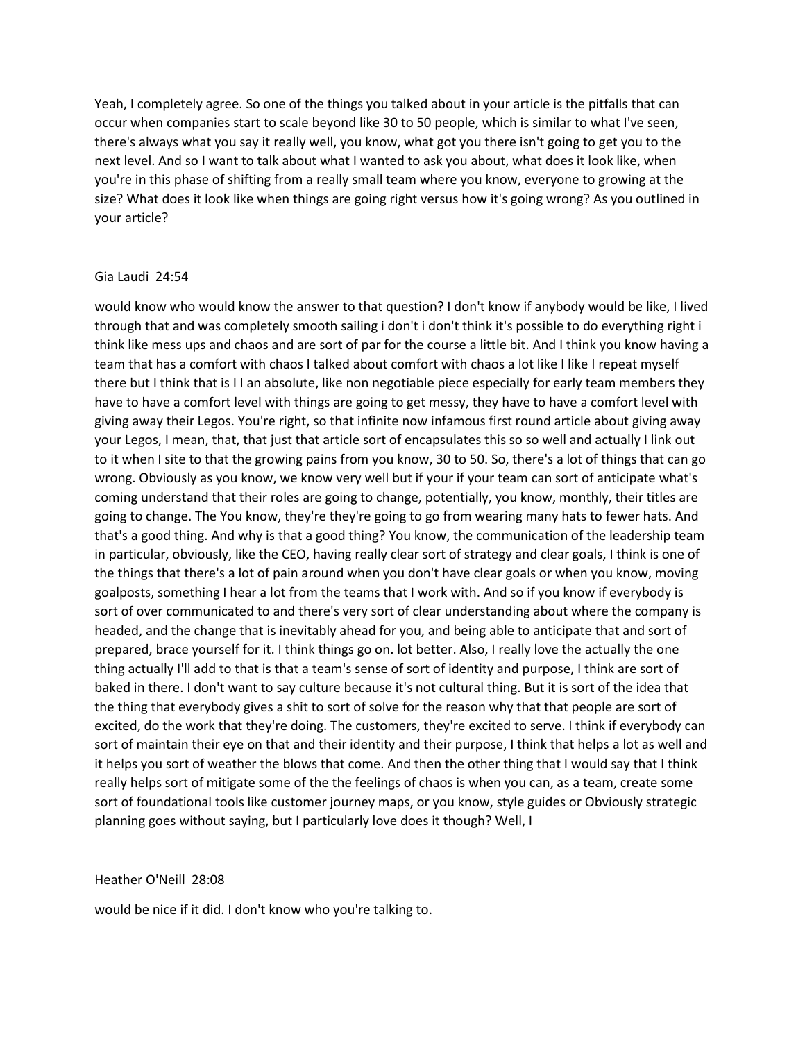Yeah, I completely agree. So one of the things you talked about in your article is the pitfalls that can occur when companies start to scale beyond like 30 to 50 people, which is similar to what I've seen, there's always what you say it really well, you know, what got you there isn't going to get you to the next level. And so I want to talk about what I wanted to ask you about, what does it look like, when you're in this phase of shifting from a really small team where you know, everyone to growing at the size? What does it look like when things are going right versus how it's going wrong? As you outlined in your article?

Gia Laudi 24:54

would know who would know the answer to that question? I don't know if anybody would be like, I lived through that and was completely smooth sailing i don't i don't think it's possible to do everything right i think like mess ups and chaos and are sort of par for the course a little bit. And I think you know having a team that has a comfort with chaos I talked about comfort with chaos a lot like I like I repeat myself there but I think that is I I an absolute, like non negotiable piece especially for early team members they have to have a comfort level with things are going to get messy, they have to have a comfort level with giving away their Legos. You're right, so that infinite now infamous first round article about giving away your Legos, I mean, that, that just that article sort of encapsulates this so so well and actually I link out to it when I site to that the growing pains from you know, 30 to 50. So, there's a lot of things that can go wrong. Obviously as you know, we know very well but if your if your team can sort of anticipate what's coming understand that their roles are going to change, potentially, you know, monthly, their titles are going to change. The You know, they're they're going to go from wearing many hats to fewer hats. And that's a good thing. And why is that a good thing? You know, the communication of the leadership team in particular, obviously, like the CEO, having really clear sort of strategy and clear goals, I think is one of the things that there's a lot of pain around when you don't have clear goals or when you know, moving goalposts, something I hear a lot from the teams that I work with. And so if you know if everybody is sort of over communicated to and there's very sort of clear understanding about where the company is headed, and the change that is inevitably ahead for you, and being able to anticipate that and sort of prepared, brace yourself for it. I think things go on. lot better. Also, I really love the actually the one thing actually I'll add to that is that a team's sense of sort of identity and purpose, I think are sort of baked in there. I don't want to say culture because it's not cultural thing. But it is sort of the idea that the thing that everybody gives a shit to sort of solve for the reason why that that people are sort of excited, do the work that they're doing. The customers, they're excited to serve. I think if everybody can sort of maintain their eye on that and their identity and their purpose, I think that helps a lot as well and it helps you sort of weather the blows that come. And then the other thing that I would say that I think really helps sort of mitigate some of the the feelings of chaos is when you can, as a team, create some sort of foundational tools like customer journey maps, or you know, style guides or Obviously strategic planning goes without saying, but I particularly love does it though? Well, I

Heather O'Neill 28:08

would be nice if it did. I don't know who you're talking to.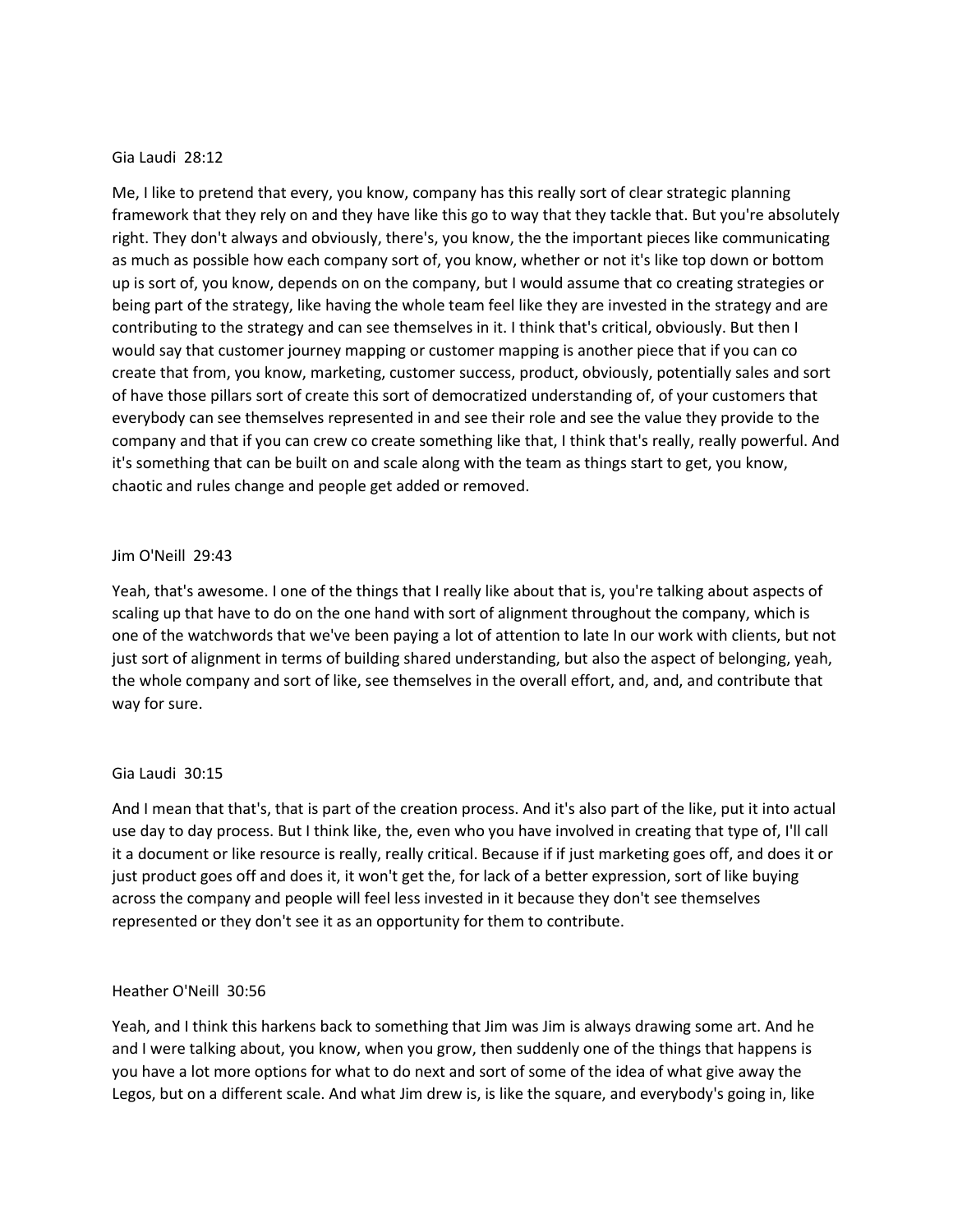Gia Laudi 28:12

Me, I like to pretend that every, you know, company has this really sort of clear strategic planning framework that they rely on and they have like this go to way that they tackle that. But you're absolutely right. They don't always and obviously, there's, you know, the the important pieces like communicating as much as possible how each company sort of, you know, whether or not it's like top down or bottom up is sort of, you know, depends on on the company, but I would assume that co creating strategies or being part of the strategy, like having the whole team feel like they are invested in the strategy and are contributing to the strategy and can see themselves in it. I think that's critical, obviously. But then I would say that customer journey mapping or customer mapping is another piece that if you can co create that from, you know, marketing, customer success, product, obviously, potentially sales and sort of have those pillars sort of create this sort of democratized understanding of, of your customers that everybody can see themselves represented in and see their role and see the value they provide to the company and that if you can crew co create something like that, I think that's really, really powerful. And it's something that can be built on and scale along with the team as things start to get, you know, chaotic and rules change and people get added or removed.

Jim O'Neill 29:43

Yeah, that's awesome. I one of the things that I really like about that is, you're talking about aspects of scaling up that have to do on the one hand with sort of alignment throughout the company, which is one of the watchwords that we've been paying a lot of attention to late In our work with clients, but not just sort of alignment in terms of building shared understanding, but also the aspect of belonging, yeah, the whole company and sort of like, see themselves in the overall effort, and, and, and contribute that way for sure.

Gia Laudi 30:15

And I mean that that's, that is part of the creation process. And it's also part of the like, put it into actual use day to day process. But I think like, the, even who you have involved in creating that type of, I'll call it a document or like resource is really, really critical. Because if if just marketing goes off, and does it or just product goes off and does it, it won't get the, for lack of a better expression, sort of like buying across the company and people will feel less invested in it because they don't see themselves represented or they don't see it as an opportunity for them to contribute.

Heather O'Neill 30:56

Yeah, and I think this harkens back to something that Jim was Jim is always drawing some art. And he and I were talking about, you know, when you grow, then suddenly one of the things that happens is you have a lot more options for what to do next and sort of some of the idea of what give away the Legos, but on a different scale. And what Jim drew is, is like the square, and everybody's going in, like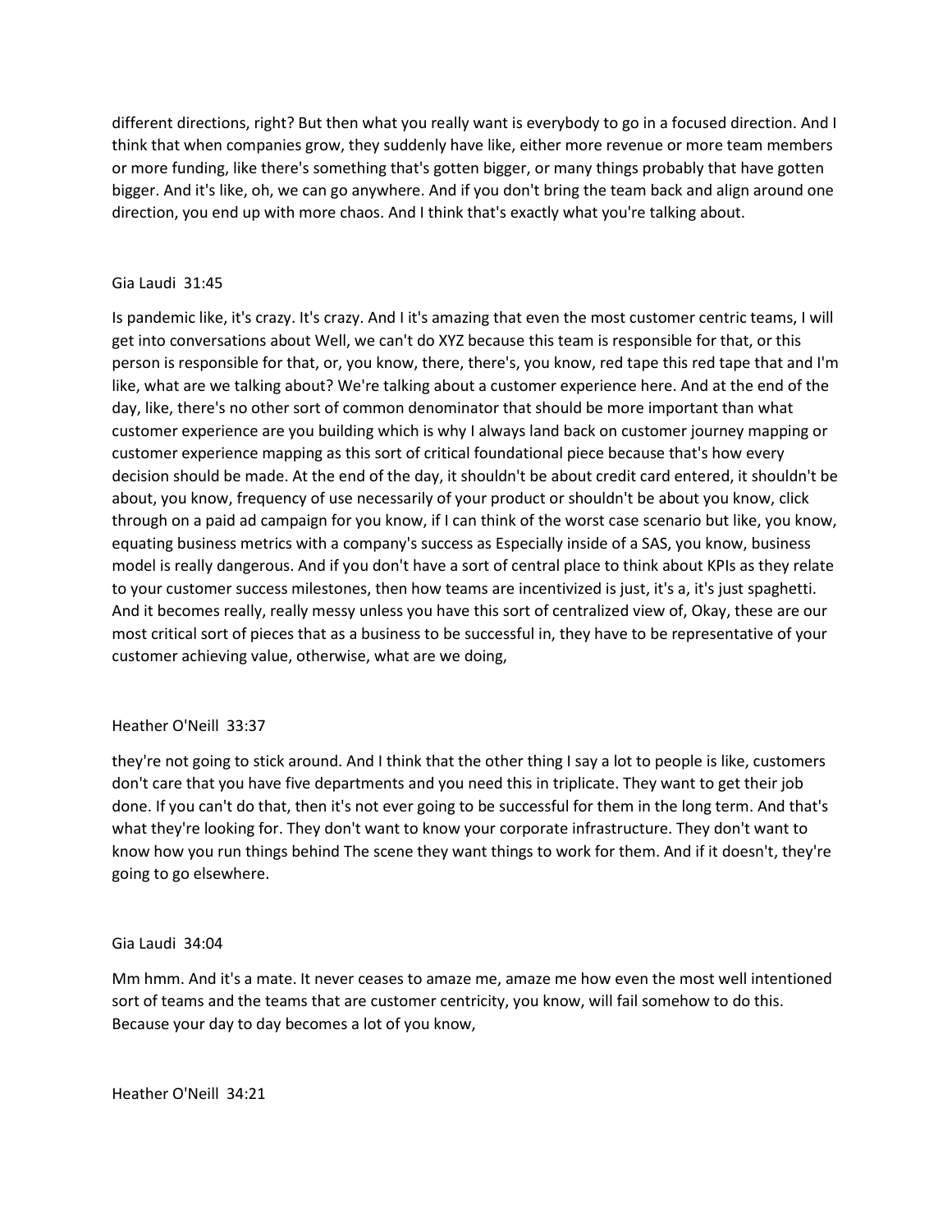different directions, right? But then what you really want is everybody to go in a focused direction. And I think that when companies grow, they suddenly have like, either more revenue or more team members or more funding, like there's something that's gotten bigger, or many things probably that have gotten bigger. And it's like, oh, we can go anywhere. And if you don't bring the team back and align around one direction, you end up with more chaos. And I think that's exactly what you're talking about.

Gia Laudi 31:45

Is pandemic like, it's crazy. It's crazy. And I it's amazing that even the most customer centric teams, I will get into conversations about Well, we can't do XYZ because this team is responsible for that, or this person is responsible for that, or, you know, there, there's, you know, red tape this red tape that and I'm like, what are we talking about? We're talking about a customer experience here. And at the end of the day, like, there's no other sort of common denominator that should be more important than what customer experience are you building which is why I always land back on customer journey mapping or customer experience mapping as this sort of critical foundational piece because that's how every decision should be made. At the end of the day, it shouldn't be about credit card entered, it shouldn't be about, you know, frequency of use necessarily of your product or shouldn't be about you know, click through on a paid ad campaign for you know, if I can think of the worst case scenario but like, you know, equating business metrics with a company's success as Especially inside of a SAS, you know, business model is really dangerous. And if you don't have a sort of central place to think about KPIs as they relate to your customer success milestones, then how teams are incentivized is just, it's a, it's just spaghetti. And it becomes really, really messy unless you have this sort of centralized view of, Okay, these are our most critical sort of pieces that as a business to be successful in, they have to be representative of your customer achieving value, otherwise, what are we doing,

Heather O'Neill 33:37

they're not going to stick around. And I think that the other thing I say a lot to people is like, customers don't care that you have five departments and you need this in triplicate. They want to get their job done. If you can't do that, then it's not ever going to be successful for them in the long term. And that's what they're looking for. They don't want to know your corporate infrastructure. They don't want to know how you run things behind The scene they want things to work for them. And if it doesn't, they're going to go elsewhere.

Gia Laudi 34:04

Mm hmm. And it's a mate. It never ceases to amaze me, amaze me how even the most well intentioned sort of teams and the teams that are customer centricity, you know, will fail somehow to do this. Because your day to day becomes a lot of you know,

Heather O'Neill 34:21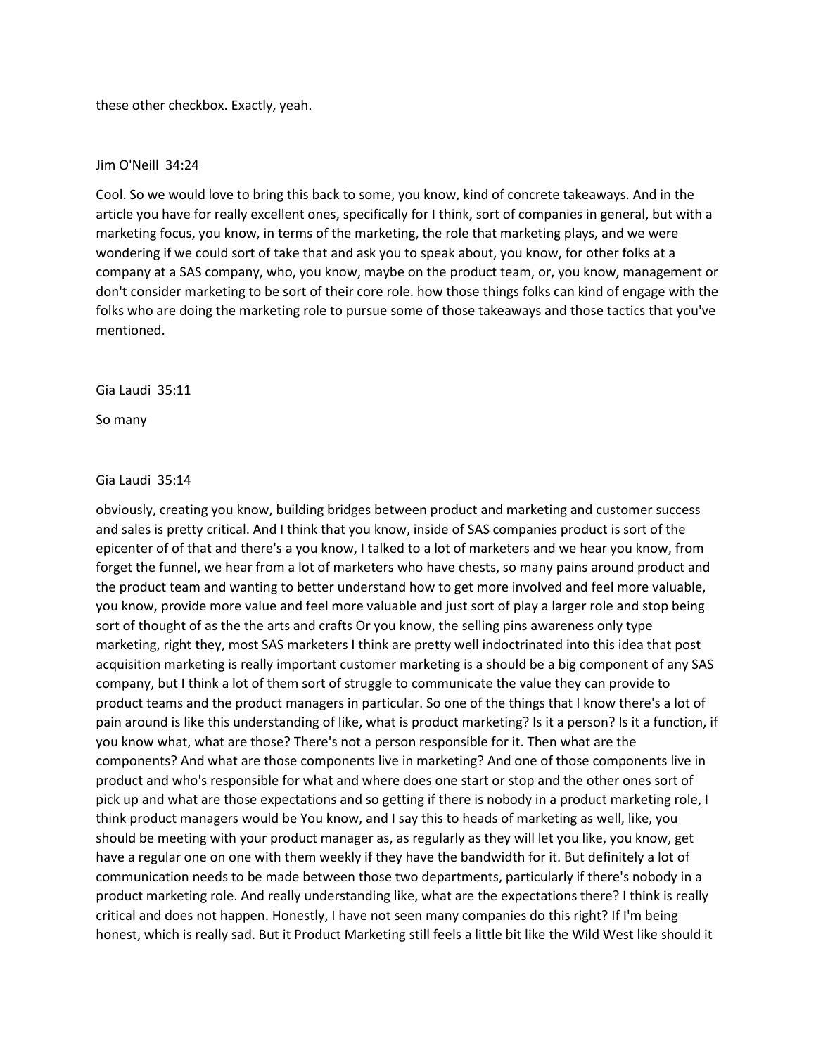these other checkbox. Exactly, yeah.

Jim O'Neill 34:24

Cool. So we would love to bring this back to some, you know, kind of concrete takeaways. And in the article you have for really excellent ones, specifically for I think, sort of companies in general, but with a marketing focus, you know, in terms of the marketing, the role that marketing plays, and we were wondering if we could sort of take that and ask you to speak about, you know, for other folks at a company at a SAS company, who, you know, maybe on the product team, or, you know, management or don't consider marketing to be sort of their core role. how those things folks can kind of engage with the folks who are doing the marketing role to pursue some of those takeaways and those tactics that you've mentioned.

Gia Laudi 35:11

So many

Gia Laudi 35:14

obviously, creating you know, building bridges between product and marketing and customer success and sales is pretty critical. And I think that you know, inside of SAS companies product is sort of the epicenter of of that and there's a you know, I talked to a lot of marketers and we hear you know, from forget the funnel, we hear from a lot of marketers who have chests, so many pains around product and the product team and wanting to better understand how to get more involved and feel more valuable, you know, provide more value and feel more valuable and just sort of play a larger role and stop being sort of thought of as the the arts and crafts Or you know, the selling pins awareness only type marketing, right they, most SAS marketers I think are pretty well indoctrinated into this idea that post acquisition marketing is really important customer marketing is a should be a big component of any SAS company, but I think a lot of them sort of struggle to communicate the value they can provide to product teams and the product managers in particular. So one of the things that I know there's a lot of pain around is like this understanding of like, what is product marketing? Is it a person? Is it a function, if you know what, what are those? There's not a person responsible for it. Then what are the components? And what are those components live in marketing? And one of those components live in product and who's responsible for what and where does one start or stop and the other ones sort of pick up and what are those expectations and so getting if there is nobody in a product marketing role, I think product managers would be You know, and I say this to heads of marketing as well, like, you should be meeting with your product manager as, as regularly as they will let you like, you know, get have a regular one on one with them weekly if they have the bandwidth for it. But definitely a lot of communication needs to be made between those two departments, particularly if there's nobody in a product marketing role. And really understanding like, what are the expectations there? I think is really critical and does not happen. Honestly, I have not seen many companies do this right? If I'm being honest, which is really sad. But it Product Marketing still feels a little bit like the Wild West like should it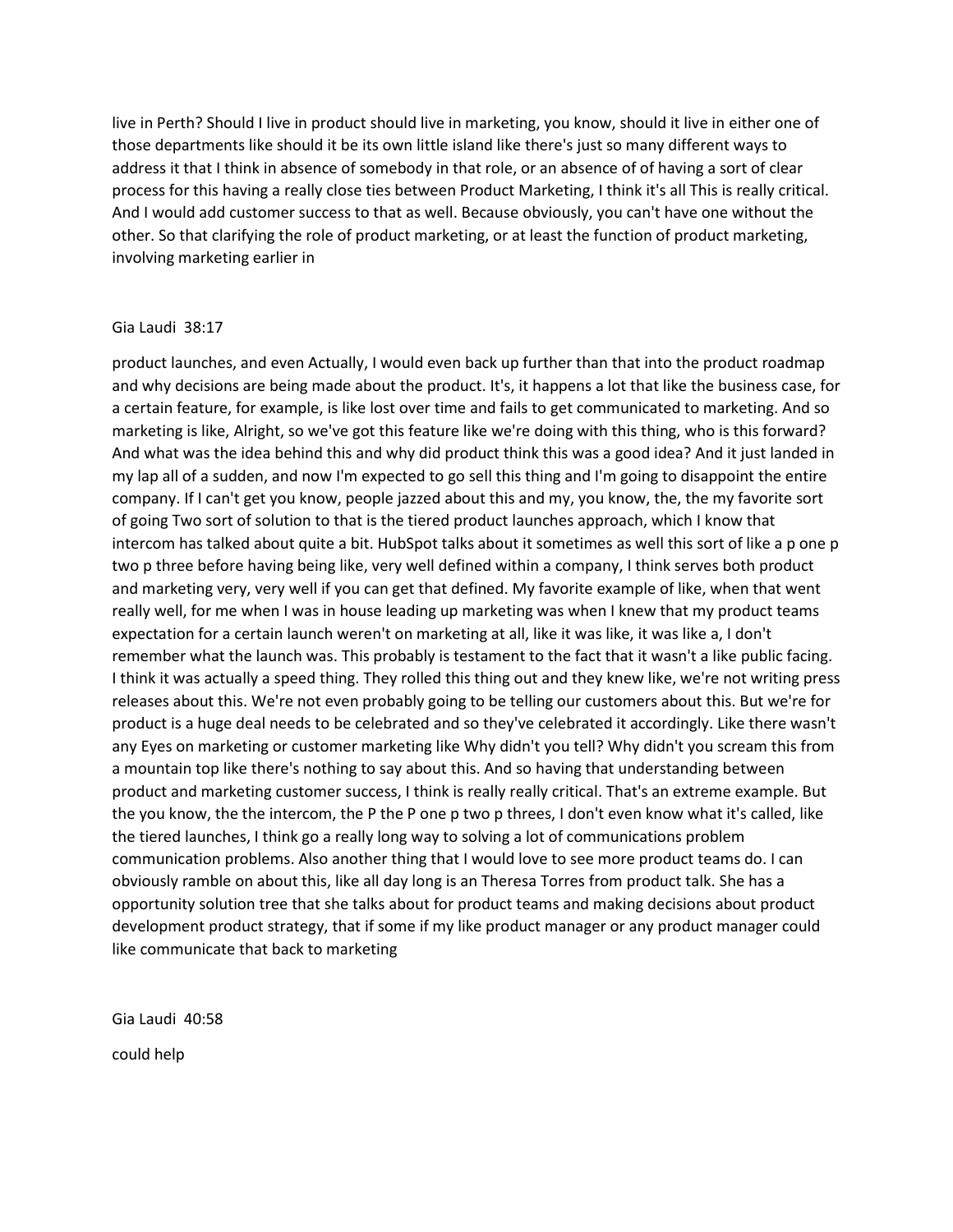live in Perth? Should I live in product should live in marketing, you know, should it live in either one of those departments like should it be its own little island like there's just so many different ways to address it that I think in absence of somebody in that role, or an absence of of having a sort of clear process for this having a really close ties between Product Marketing, I think it's all This is really critical. And I would add customer success to that as well. Because obviously, you can't have one without the other. So that clarifying the role of product marketing, or at least the function of product marketing, involving marketing earlier in

Gia Laudi 38:17

product launches, and even Actually, I would even back up further than that into the product roadmap and why decisions are being made about the product. It's, it happens a lot that like the business case, for a certain feature, for example, is like lost over time and fails to get communicated to marketing. And so marketing is like, Alright, so we've got this feature like we're doing with this thing, who is this forward? And what was the idea behind this and why did product think this was a good idea? And it just landed in my lap all of a sudden, and now I'm expected to go sell this thing and I'm going to disappoint the entire company. If I can't get you know, people jazzed about this and my, you know, the, the my favorite sort of going Two sort of solution to that is the tiered product launches approach, which I know that intercom has talked about quite a bit. HubSpot talks about it sometimes as well this sort of like a p one p two p three before having being like, very well defined within a company, I think serves both product and marketing very, very well if you can get that defined. My favorite example of like, when that went really well, for me when I was in house leading up marketing was when I knew that my product teams expectation for a certain launch weren't on marketing at all, like it was like, it was like a, I don't remember what the launch was. This probably is testament to the fact that it wasn't a like public facing. I think it was actually a speed thing. They rolled this thing out and they knew like, we're not writing press releases about this. We're not even probably going to be telling our customers about this. But we're for product is a huge deal needs to be celebrated and so they've celebrated it accordingly. Like there wasn't any Eyes on marketing or customer marketing like Why didn't you tell? Why didn't you scream this from a mountain top like there's nothing to say about this. And so having that understanding between product and marketing customer success, I think is really really critical. That's an extreme example. But the you know, the the intercom, the P the P one p two p threes, I don't even know what it's called, like the tiered launches, I think go a really long way to solving a lot of communications problem communication problems. Also another thing that I would love to see more product teams do. I can obviously ramble on about this, like all day long is an Theresa Torres from product talk. She has a opportunity solution tree that she talks about for product teams and making decisions about product development product strategy, that if some if my like product manager or any product manager could like communicate that back to marketing

Gia Laudi 40:58

could help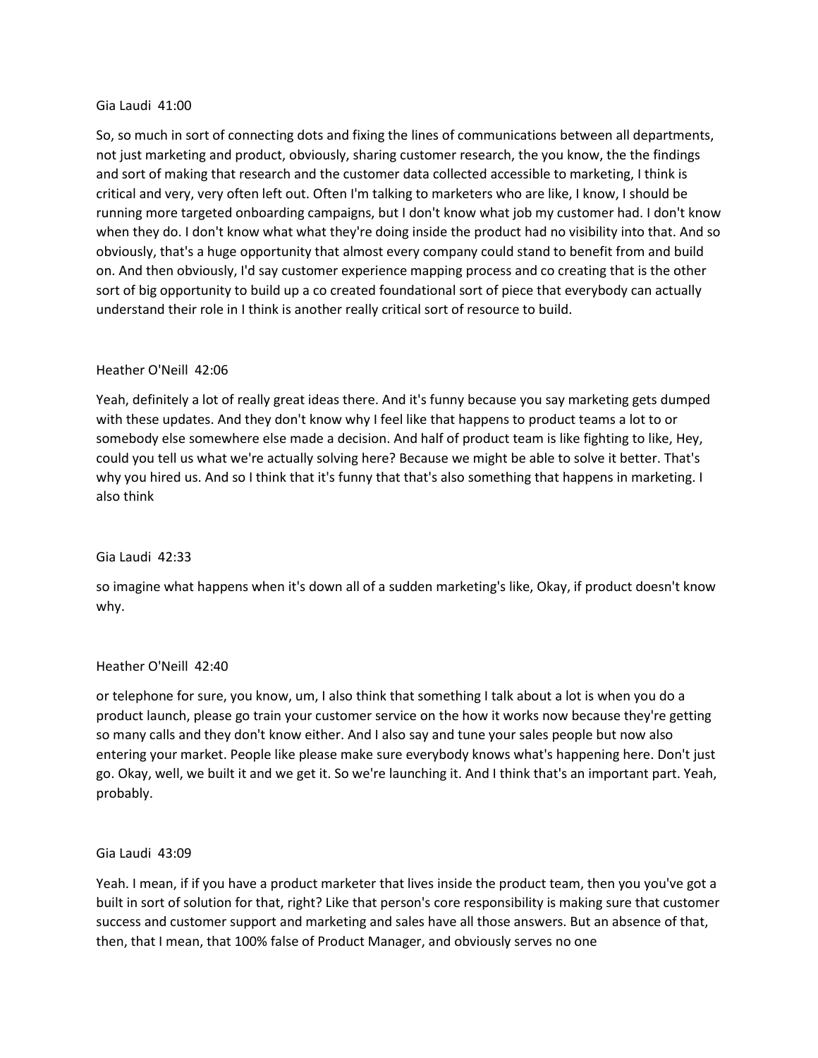Gia Laudi  41:00

So, so much in sort of connecting dots and fixing the lines of communications between all departments, not just marketing and product, obviously, sharing customer research, the you know, the the findings and sort of making that research and the customer data collected accessible to marketing, I think is critical and very, very often left out. Often I'm talking to marketers who are like, I know, I should be running more targeted onboarding campaigns, but I don't know what job my customer had. I don't know when they do. I don't know what what they're doing inside the product had no visibility into that. And so obviously, that's a huge opportunity that almost every company could stand to benefit from and build on. And then obviously, I'd say customer experience mapping process and co creating that is the other sort of big opportunity to build up a co created foundational sort of piece that everybody can actually understand their role in I think is another really critical sort of resource to build.

Heather O'Neill  42:06

Yeah, definitely a lot of really great ideas there. And it's funny because you say marketing gets dumped with these updates. And they don't know why I feel like that happens to product teams a lot to or somebody else somewhere else made a decision. And half of product team is like fighting to like, Hey, could you tell us what we're actually solving here? Because we might be able to solve it better. That's why you hired us. And so I think that it's funny that that's also something that happens in marketing. I also think

Gia Laudi  42:33

so imagine what happens when it's down all of a sudden marketing's like, Okay, if product doesn't know why.

Heather O'Neill  42:40

or telephone for sure, you know, um, I also think that something I talk about a lot is when you do a product launch, please go train your customer service on the how it works now because they're getting so many calls and they don't know either. And I also say and tune your sales people but now also entering your market. People like please make sure everybody knows what's happening here. Don't just go. Okay, well, we built it and we get it. So we're launching it. And I think that's an important part. Yeah, probably.

Gia Laudi  43:09

Yeah. I mean, if if you have a product marketer that lives inside the product team, then you you've got a built in sort of solution for that, right? Like that person's core responsibility is making sure that customer success and customer support and marketing and sales have all those answers. But an absence of that, then, that I mean, that 100% false of Product Manager, and obviously serves no one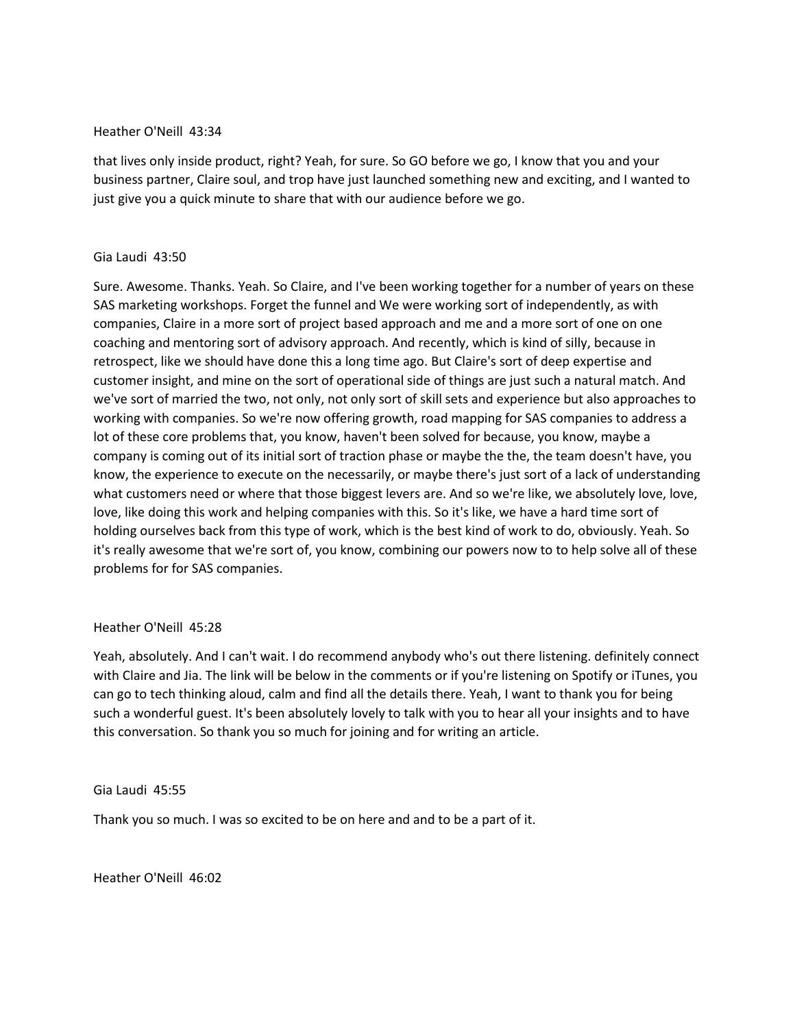Heather O'Neill 43:34

that lives only inside product, right? Yeah, for sure. So GO before we go, I know that you and your business partner, Claire soul, and trop have just launched something new and exciting, and I wanted to just give you a quick minute to share that with our audience before we go.

Gia Laudi 43:50

Sure. Awesome. Thanks. Yeah. So Claire, and I've been working together for a number of years on these SAS marketing workshops. Forget the funnel and We were working sort of independently, as with companies, Claire in a more sort of project based approach and me and a more sort of one on one coaching and mentoring sort of advisory approach. And recently, which is kind of silly, because in retrospect, like we should have done this a long time ago. But Claire's sort of deep expertise and customer insight, and mine on the sort of operational side of things are just such a natural match. And we've sort of married the two, not only, not only sort of skill sets and experience but also approaches to working with companies. So we're now offering growth, road mapping for SAS companies to address a lot of these core problems that, you know, haven't been solved for because, you know, maybe a company is coming out of its initial sort of traction phase or maybe the the, the team doesn't have, you know, the experience to execute on the necessarily, or maybe there's just sort of a lack of understanding what customers need or where that those biggest levers are. And so we're like, we absolutely love, love, love, like doing this work and helping companies with this. So it's like, we have a hard time sort of holding ourselves back from this type of work, which is the best kind of work to do, obviously. Yeah. So it's really awesome that we're sort of, you know, combining our powers now to to help solve all of these problems for for SAS companies.

Heather O'Neill 45:28

Yeah, absolutely. And I can't wait. I do recommend anybody who's out there listening. definitely connect with Claire and Jia. The link will be below in the comments or if you're listening on Spotify or iTunes, you can go to tech thinking aloud, calm and find all the details there. Yeah, I want to thank you for being such a wonderful guest. It's been absolutely lovely to talk with you to hear all your insights and to have this conversation. So thank you so much for joining and for writing an article.

Gia Laudi 45:55

Thank you so much. I was so excited to be on here and and to be a part of it.

Heather O'Neill 46:02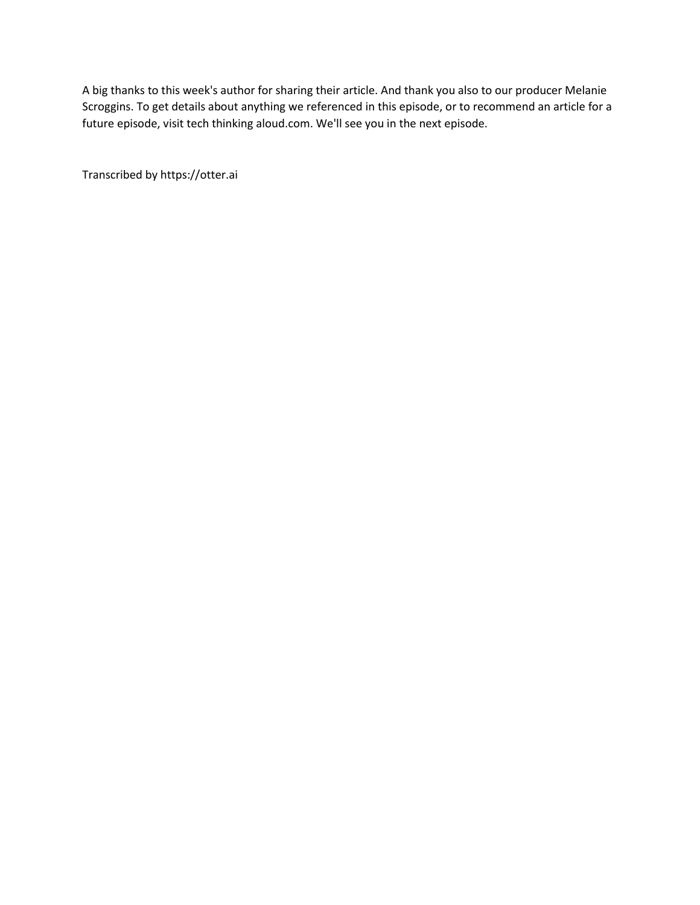A big thanks to this week's author for sharing their article. And thank you also to our producer Melanie Scroggins. To get details about anything we referenced in this episode, or to recommend an article for a future episode, visit tech thinking aloud.com. We'll see you in the next episode.

Transcribed by https://otter.ai